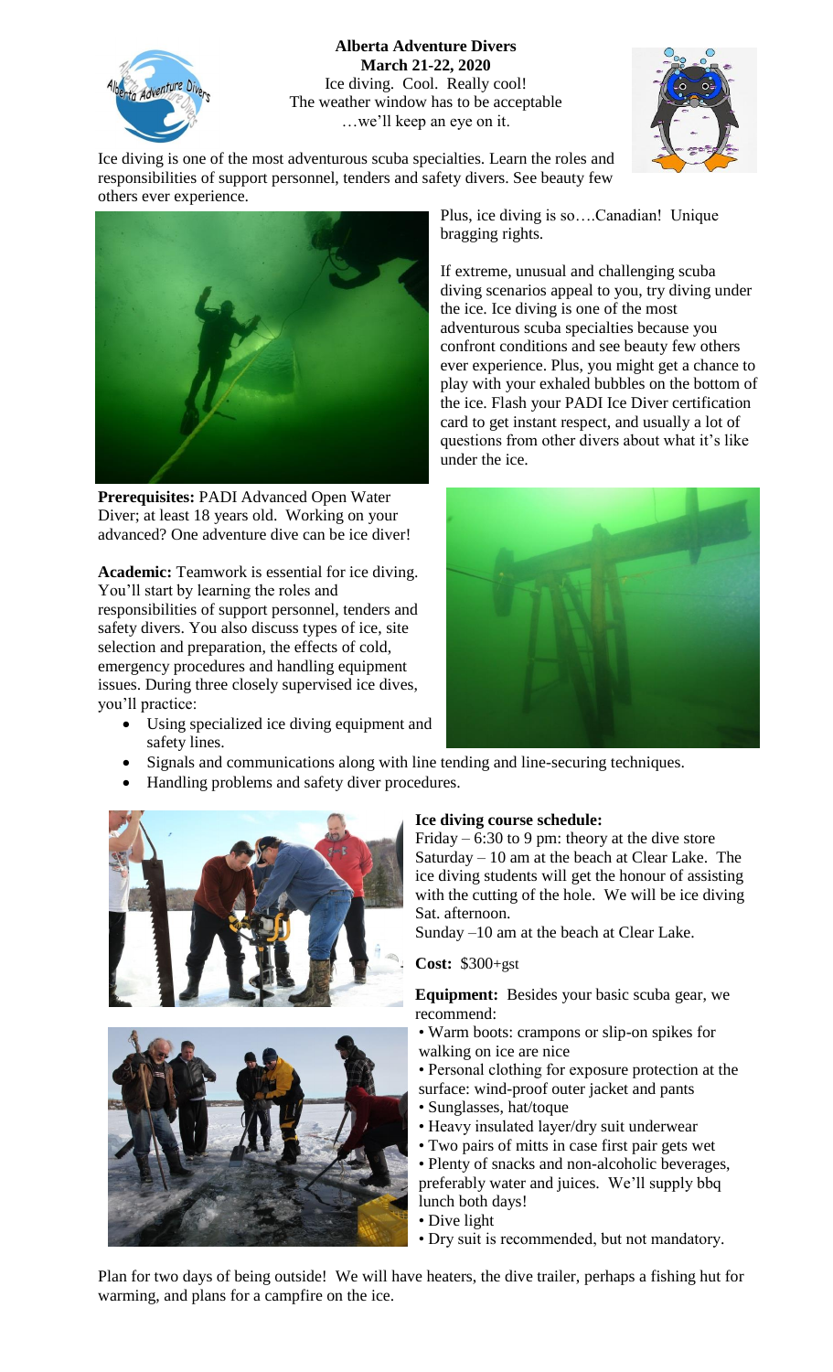**Alberta Adventure Divers**
**March 21-22, 2020**
Ice diving. Cool. Really cool!
The weather window has to be acceptable
…we'll keep an eye on it.

Ice diving is one of the most adventurous scuba specialties. Learn the roles and responsibilities of support personnel, tenders and safety divers. See beauty few others ever experience.

Plus, ice diving is so….Canadian! Unique bragging rights.

If extreme, unusual and challenging scuba diving scenarios appeal to you, try diving under the ice. Ice diving is one of the most adventurous scuba specialties because you confront conditions and see beauty few others ever experience. Plus, you might get a chance to play with your exhaled bubbles on the bottom of the ice. Flash your PADI Ice Diver certification card to get instant respect, and usually a lot of questions from other divers about what it's like under the ice.

**Prerequisites:** PADI Advanced Open Water Diver; at least 18 years old. Working on your advanced? One adventure dive can be ice diver!

**Academic:** Teamwork is essential for ice diving. You'll start by learning the roles and responsibilities of support personnel, tenders and safety divers. You also discuss types of ice, site selection and preparation, the effects of cold, emergency procedures and handling equipment issues. During three closely supervised ice dives, you'll practice:

- Using specialized ice diving equipment and safety lines.
- Signals and communications along with line tending and line-securing techniques.
- Handling problems and safety diver procedures.

**Ice diving course schedule:**
Friday – 6:30 to 9 pm: theory at the dive store
Saturday – 10 am at the beach at Clear Lake. The ice diving students will get the honour of assisting with the cutting of the hole. We will be ice diving Sat. afternoon.
Sunday –10 am at the beach at Clear Lake.

**Cost:** $300+gst

**Equipment:** Besides your basic scuba gear, we recommend:

- Warm boots: crampons or slip-on spikes for walking on ice are nice
- Personal clothing for exposure protection at the surface: wind-proof outer jacket and pants
- Sunglasses, hat/toque
- Heavy insulated layer/dry suit underwear
- Two pairs of mitts in case first pair gets wet
- Plenty of snacks and non-alcoholic beverages, preferably water and juices. We'll supply bbq lunch both days!
- Dive light
- Dry suit is recommended, but not mandatory.

Plan for two days of being outside! We will have heaters, the dive trailer, perhaps a fishing hut for warming, and plans for a campfire on the ice.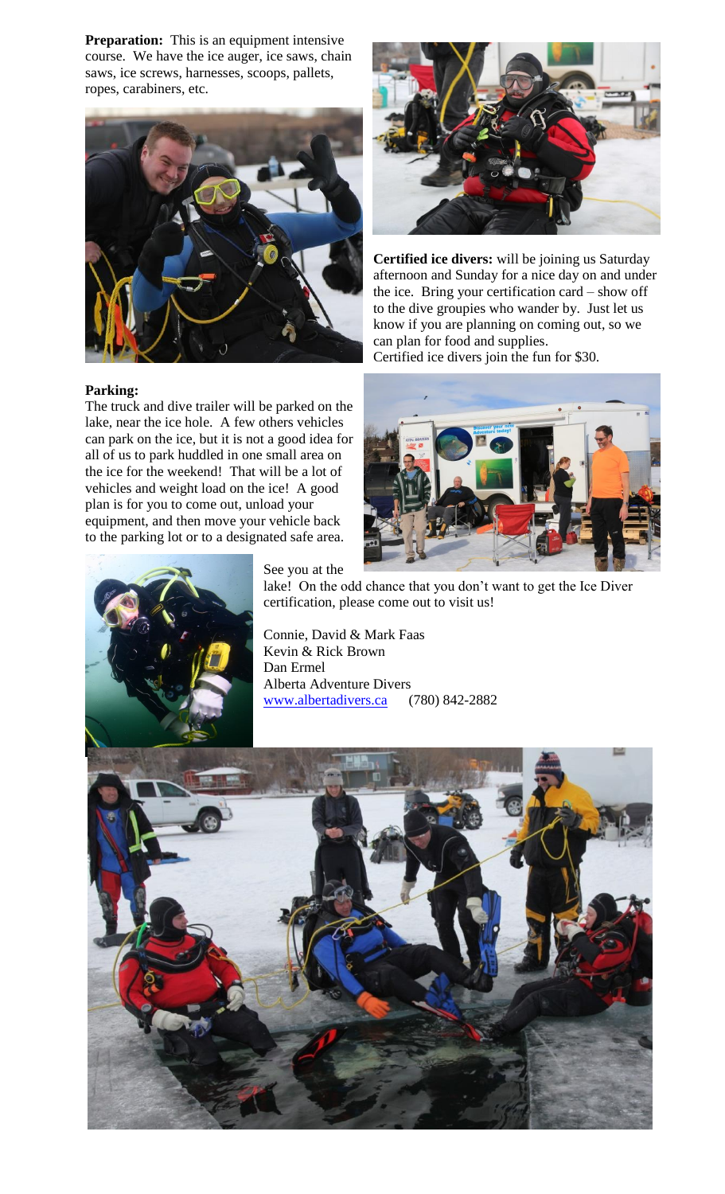**Preparation:** This is an equipment intensive course. We have the ice auger, ice saws, chain saws, ice screws, harnesses, scoops, pallets, ropes, carabiners, etc.

**Certified ice divers:** will be joining us Saturday afternoon and Sunday for a nice day on and under the ice. Bring your certification card – show off to the dive groupies who wander by. Just let us know if you are planning on coming out, so we can plan for food and supplies.
Certified ice divers join the fun for $30.

**Parking:**
The truck and dive trailer will be parked on the lake, near the ice hole. A few others vehicles can park on the ice, but it is not a good idea for all of us to park huddled in one small area on the ice for the weekend! That will be a lot of vehicles and weight load on the ice! A good plan is for you to come out, unload your equipment, and then move your vehicle back to the parking lot or to a designated safe area.

See you at the lake! On the odd chance that you don't want to get the Ice Diver certification, please come out to visit us!

Connie, David & Mark Faas
Kevin & Rick Brown
Dan Ermel
Alberta Adventure Divers
www.albertadivers.ca (780) 842-2882